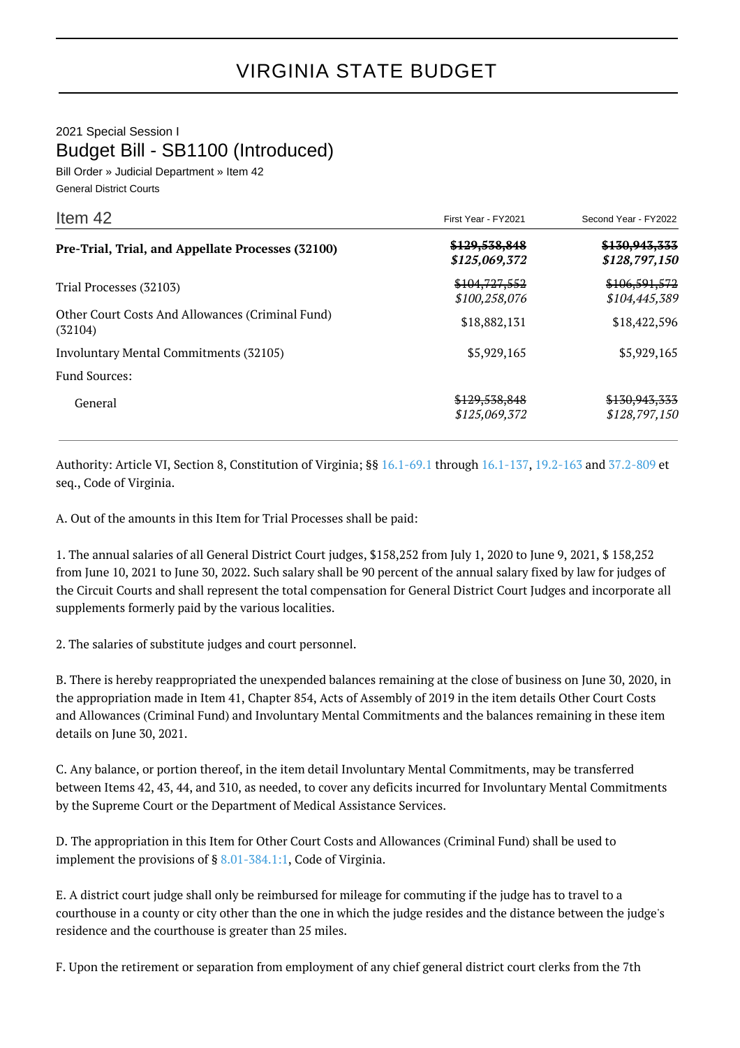# VIRGINIA STATE BUDGET

2021 Special Session I

## Budget Bill - SB1100 (Introduced)

Bill Order » Judicial Department » Item 42

General District Courts

| Item 42 | First Year - FY2021 | Second Year - FY2022 |
|---|---|---|
| **Pre-Trial, Trial, and Appellate Processes (32100)** | ~~**$129,538,848**~~ ***$125,069,372*** | ~~**$130,943,333**~~ ***$128,797,150*** |
| Trial Processes (32103) | ~~$104,727,552~~ *$100,258,076* | ~~$106,591,572~~ *$104,445,389* |
| Other Court Costs And Allowances (Criminal Fund) (32104) | $18,882,131 | $18,422,596 |
| Involuntary Mental Commitments (32105) | $5,929,165 | $5,929,165 |
| Fund Sources: | | |
| General | ~~$129,538,848~~ *$125,069,372* | ~~$130,943,333~~ *$128,797,150* |

Authority: Article VI, Section 8, Constitution of Virginia; §§ 16.1-69.1 through 16.1-137, 19.2-163 and 37.2-809 et seq., Code of Virginia.

A. Out of the amounts in this Item for Trial Processes shall be paid:

1. The annual salaries of all General District Court judges, $158,252 from July 1, 2020 to June 9, 2021, $ 158,252 from June 10, 2021 to June 30, 2022. Such salary shall be 90 percent of the annual salary fixed by law for judges of the Circuit Courts and shall represent the total compensation for General District Court Judges and incorporate all supplements formerly paid by the various localities.

2. The salaries of substitute judges and court personnel.

B. There is hereby reappropriated the unexpended balances remaining at the close of business on June 30, 2020, in the appropriation made in Item 41, Chapter 854, Acts of Assembly of 2019 in the item details Other Court Costs and Allowances (Criminal Fund) and Involuntary Mental Commitments and the balances remaining in these item details on June 30, 2021.

C. Any balance, or portion thereof, in the item detail Involuntary Mental Commitments, may be transferred between Items 42, 43, 44, and 310, as needed, to cover any deficits incurred for Involuntary Mental Commitments by the Supreme Court or the Department of Medical Assistance Services.

D. The appropriation in this Item for Other Court Costs and Allowances (Criminal Fund) shall be used to implement the provisions of § 8.01-384.1:1, Code of Virginia.

E. A district court judge shall only be reimbursed for mileage for commuting if the judge has to travel to a courthouse in a county or city other than the one in which the judge resides and the distance between the judge's residence and the courthouse is greater than 25 miles.

F. Upon the retirement or separation from employment of any chief general district court clerks from the 7th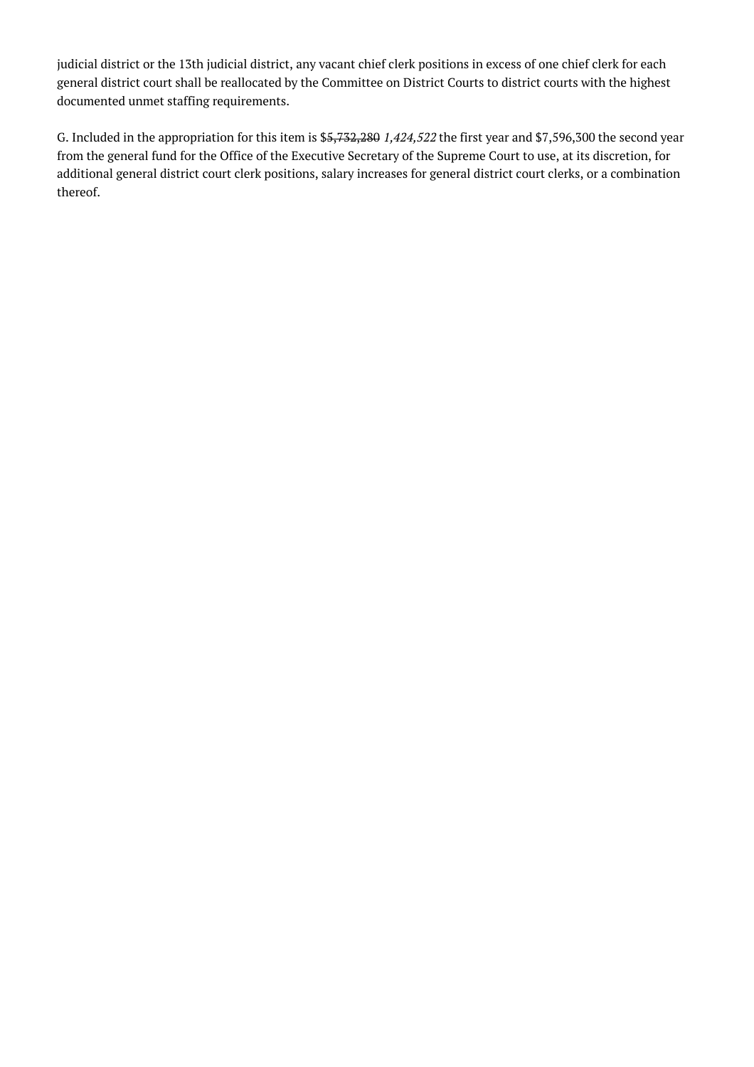judicial district or the 13th judicial district, any vacant chief clerk positions in excess of one chief clerk for each general district court shall be reallocated by the Committee on District Courts to district courts with the highest documented unmet staffing requirements.

G. Included in the appropriation for this item is $~~5,732,280~~ *1,424,522* the first year and $7,596,300 the second year from the general fund for the Office of the Executive Secretary of the Supreme Court to use, at its discretion, for additional general district court clerk positions, salary increases for general district court clerks, or a combination thereof.